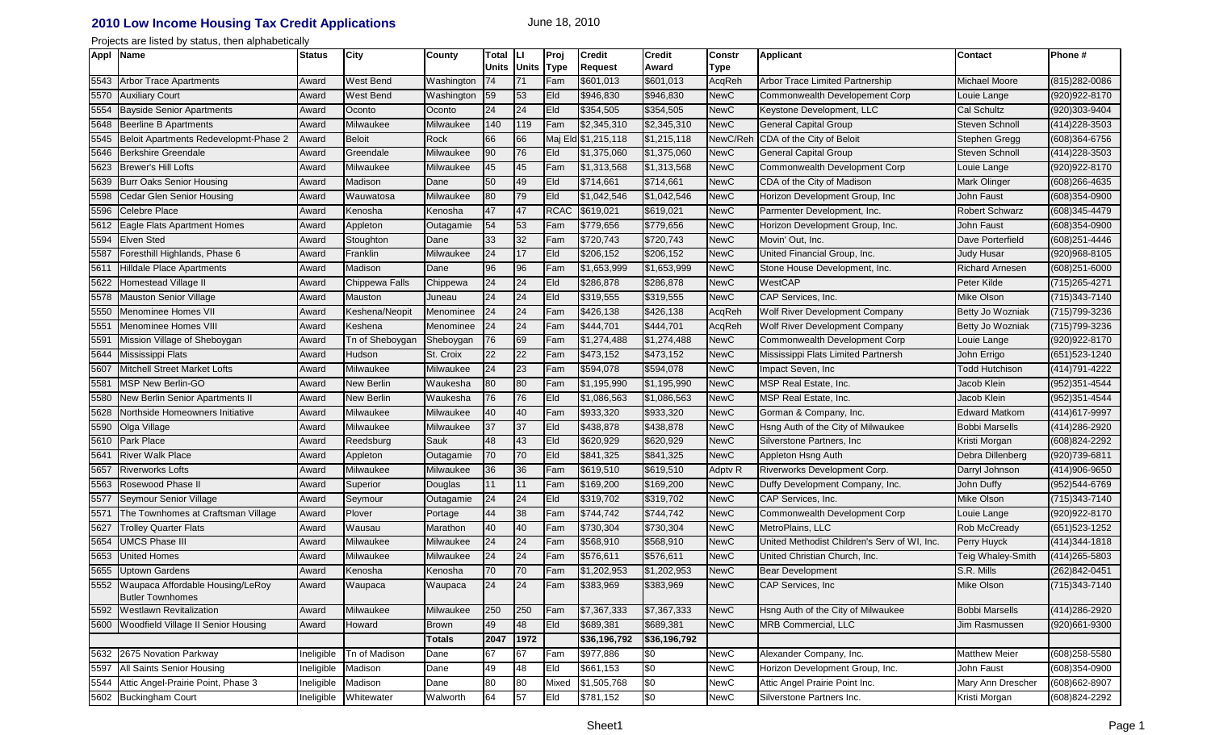# 2010 Low Income Housing Tax Credit Applications

June 18, 2010

Projects are listed by status, then alphabetically

| Appl | Name | Status | City | County | Total Units | LI Units | Proj Type | Credit Request | Credit Award | Constr Type | Applicant | Contact | Phone # |
|---|---|---|---|---|---|---|---|---|---|---|---|---|---|
| 5543 | Arbor Trace Apartments | Award | West Bend | Washington | 74 | 71 | Fam | $601,013 | $601,013 | AcqReh | Arbor Trace Limited Partnership | Michael Moore | (815)282-0086 |
| 5570 | Auxiliary Court | Award | West Bend | Washington | 59 | 53 | Eld | $946,830 | $946,830 | NewC | Commonwealth Developement Corp | Louie Lange | (920)922-8170 |
| 5554 | Bayside Senior Apartments | Award | Oconto | Oconto | 24 | 24 | Eld | $354,505 | $354,505 | NewC | Keystone Development, LLC | Cal Schultz | (920)303-9404 |
| 5648 | Beerline B Apartments | Award | Milwaukee | Milwaukee | 140 | 119 | Fam | $2,345,310 | $2,345,310 | NewC | General Capital Group | Steven Schnoll | (414)228-3503 |
| 5545 | Beloit Apartments Redevelopmt-Phase 2 | Award | Beloit | Rock | 66 | 66 | Maj Eld | $1,215,118 | $1,215,118 | NewC/Reh | CDA of the City of Beloit | Stephen Gregg | (608)364-6756 |
| 5646 | Berkshire Greendale | Award | Greendale | Milwaukee | 90 | 76 | Eld | $1,375,060 | $1,375,060 | NewC | General Capital Group | Steven Schnoll | (414)228-3503 |
| 5623 | Brewer's Hill Lofts | Award | Milwaukee | Milwaukee | 45 | 45 | Fam | $1,313,568 | $1,313,568 | NewC | Commonwealth Development Corp | Louie Lange | (920)922-8170 |
| 5639 | Burr Oaks Senior Housing | Award | Madison | Dane | 50 | 49 | Eld | $714,661 | $714,661 | NewC | CDA of the City of Madison | Mark Olinger | (608)266-4635 |
| 5598 | Cedar Glen Senior Housing | Award | Wauwatosa | Milwaukee | 80 | 79 | Eld | $1,042,546 | $1,042,546 | NewC | Horizon Development Group, Inc | John Faust | (608)354-0900 |
| 5596 | Celebre Place | Award | Kenosha | Kenosha | 47 | 47 | RCAC | $619,021 | $619,021 | NewC | Parmenter Development, Inc. | Robert Schwarz | (608)345-4479 |
| 5612 | Eagle Flats Apartment Homes | Award | Appleton | Outagamie | 54 | 53 | Fam | $779,656 | $779,656 | NewC | Horizon Development Group, Inc. | John Faust | (608)354-0900 |
| 5594 | Elven Sted | Award | Stoughton | Dane | 33 | 32 | Fam | $720,743 | $720,743 | NewC | Movin' Out, Inc. | Dave Porterfield | (608)251-4446 |
| 5587 | Foresthill Highlands, Phase 6 | Award | Franklin | Milwaukee | 24 | 17 | Eld | $206,152 | $206,152 | NewC | United Financial Group, Inc. | Judy Husar | (920)968-8105 |
| 5611 | Hilldale Place Apartments | Award | Madison | Dane | 96 | 96 | Fam | $1,653,999 | $1,653,999 | NewC | Stone House Development, Inc. | Richard Arnesen | (608)251-6000 |
| 5622 | Homestead Village II | Award | Chippewa Falls | Chippewa | 24 | 24 | Eld | $286,878 | $286,878 | NewC | WestCAP | Peter Kilde | (715)265-4271 |
| 5578 | Mauston Senior Village | Award | Mauston | Juneau | 24 | 24 | Eld | $319,555 | $319,555 | NewC | CAP Services, Inc. | Mike Olson | (715)343-7140 |
| 5550 | Menominee Homes VII | Award | Keshena/Neopit | Menominee | 24 | 24 | Fam | $426,138 | $426,138 | AcqReh | Wolf River Development Company | Betty Jo Wozniak | (715)799-3236 |
| 5551 | Menominee Homes VIII | Award | Keshena | Menominee | 24 | 24 | Fam | $444,701 | $444,701 | AcqReh | Wolf River Development Company | Betty Jo Wozniak | (715)799-3236 |
| 5591 | Mission Village of Sheboygan | Award | Tn of Sheboygan | Sheboygan | 76 | 69 | Fam | $1,274,488 | $1,274,488 | NewC | Commonwealth Development Corp | Louie Lange | (920)922-8170 |
| 5644 | Mississippi Flats | Award | Hudson | St. Croix | 22 | 22 | Fam | $473,152 | $473,152 | NewC | Mississippi Flats Limited Partnersh | John Errigo | (651)523-1240 |
| 5607 | Mitchell Street Market Lofts | Award | Milwaukee | Milwaukee | 24 | 23 | Fam | $594,078 | $594,078 | NewC | Impact Seven, Inc | Todd Hutchison | (414)791-4222 |
| 5581 | MSP New Berlin-GO | Award | New Berlin | Waukesha | 80 | 80 | Fam | $1,195,990 | $1,195,990 | NewC | MSP Real Estate, Inc. | Jacob Klein | (952)351-4544 |
| 5580 | New Berlin Senior Apartments II | Award | New Berlin | Waukesha | 76 | 76 | Eld | $1,086,563 | $1,086,563 | NewC | MSP Real Estate, Inc. | Jacob Klein | (952)351-4544 |
| 5628 | Northside Homeowners Initiative | Award | Milwaukee | Milwaukee | 40 | 40 | Fam | $933,320 | $933,320 | NewC | Gorman & Company, Inc. | Edward Matkom | (414)617-9997 |
| 5590 | Olga Village | Award | Milwaukee | Milwaukee | 37 | 37 | Eld | $438,878 | $438,878 | NewC | Hsng Auth of the City of Milwaukee | Bobbi Marsells | (414)286-2920 |
| 5610 | Park Place | Award | Reedsburg | Sauk | 48 | 43 | Eld | $620,929 | $620,929 | NewC | Silverstone Partners, Inc | Kristi Morgan | (608)824-2292 |
| 5641 | River Walk Place | Award | Appleton | Outagamie | 70 | 70 | Eld | $841,325 | $841,325 | NewC | Appleton Hsng Auth | Debra Dillenberg | (920)739-6811 |
| 5657 | Riverworks Lofts | Award | Milwaukee | Milwaukee | 36 | 36 | Fam | $619,510 | $619,510 | Adptv R | Riverworks Development Corp. | Darryl Johnson | (414)906-9650 |
| 5563 | Rosewood Phase II | Award | Superior | Douglas | 11 | 11 | Fam | $169,200 | $169,200 | NewC | Duffy Development Company, Inc. | John Duffy | (952)544-6769 |
| 5577 | Seymour Senior Village | Award | Seymour | Outagamie | 24 | 24 | Eld | $319,702 | $319,702 | NewC | CAP Services, Inc. | Mike Olson | (715)343-7140 |
| 5571 | The Townhomes at Craftsman Village | Award | Plover | Portage | 44 | 38 | Fam | $744,742 | $744,742 | NewC | Commonwealth Development Corp | Louie Lange | (920)922-8170 |
| 5627 | Trolley Quarter Flats | Award | Wausau | Marathon | 40 | 40 | Fam | $730,304 | $730,304 | NewC | MetroPlains, LLC | Rob McCready | (651)523-1252 |
| 5654 | UMCS Phase III | Award | Milwaukee | Milwaukee | 24 | 24 | Fam | $568,910 | $568,910 | NewC | United Methodist Children's Serv of WI, Inc. | Perry Huyck | (414)344-1818 |
| 5653 | United Homes | Award | Milwaukee | Milwaukee | 24 | 24 | Fam | $576,611 | $576,611 | NewC | United Christian Church, Inc. | Teig Whaley-Smith | (414)265-5803 |
| 5655 | Uptown Gardens | Award | Kenosha | Kenosha | 70 | 70 | Fam | $1,202,953 | $1,202,953 | NewC | Bear Development | S.R. Mills | (262)842-0451 |
| 5552 | Waupaca Affordable Housing/LeRoy Butler Townhomes | Award | Waupaca | Waupaca | 24 | 24 | Fam | $383,969 | $383,969 | NewC | CAP Services, Inc | Mike Olson | (715)343-7140 |
| 5592 | Westlawn Revitalization | Award | Milwaukee | Milwaukee | 250 | 250 | Fam | $7,367,333 | $7,367,333 | NewC | Hsng Auth of the City of Milwaukee | Bobbi Marsells | (414)286-2920 |
| 5600 | Woodfield Village II Senior Housing | Award | Howard | Brown | 49 | 48 | Eld | $689,381 | $689,381 | NewC | MRB Commercial, LLC | Jim Rasmussen | (920)661-9300 |
| | | | | Totals | 2047 | 1972 | | $36,196,792 | $36,196,792 | | | | |
| 5632 | 2675 Novation Parkway | Ineligible | Tn of Madison | Dane | 67 | 67 | Fam | $977,886 | $0 | NewC | Alexander Company, Inc. | Matthew Meier | (608)258-5580 |
| 5597 | All Saints Senior Housing | Ineligible | Madison | Dane | 49 | 48 | Eld | $661,153 | $0 | NewC | Horizon Development Group, Inc. | John Faust | (608)354-0900 |
| 5544 | Attic Angel-Prairie Point, Phase 3 | Ineligible | Madison | Dane | 80 | 80 | Mixed | $1,505,768 | $0 | NewC | Attic Angel Prairie Point Inc. | Mary Ann Drescher | (608)662-8907 |
| 5602 | Buckingham Court | Ineligible | Whitewater | Walworth | 64 | 57 | Eld | $781,152 | $0 | NewC | Silverstone Partners Inc. | Kristi Morgan | (608)824-2292 |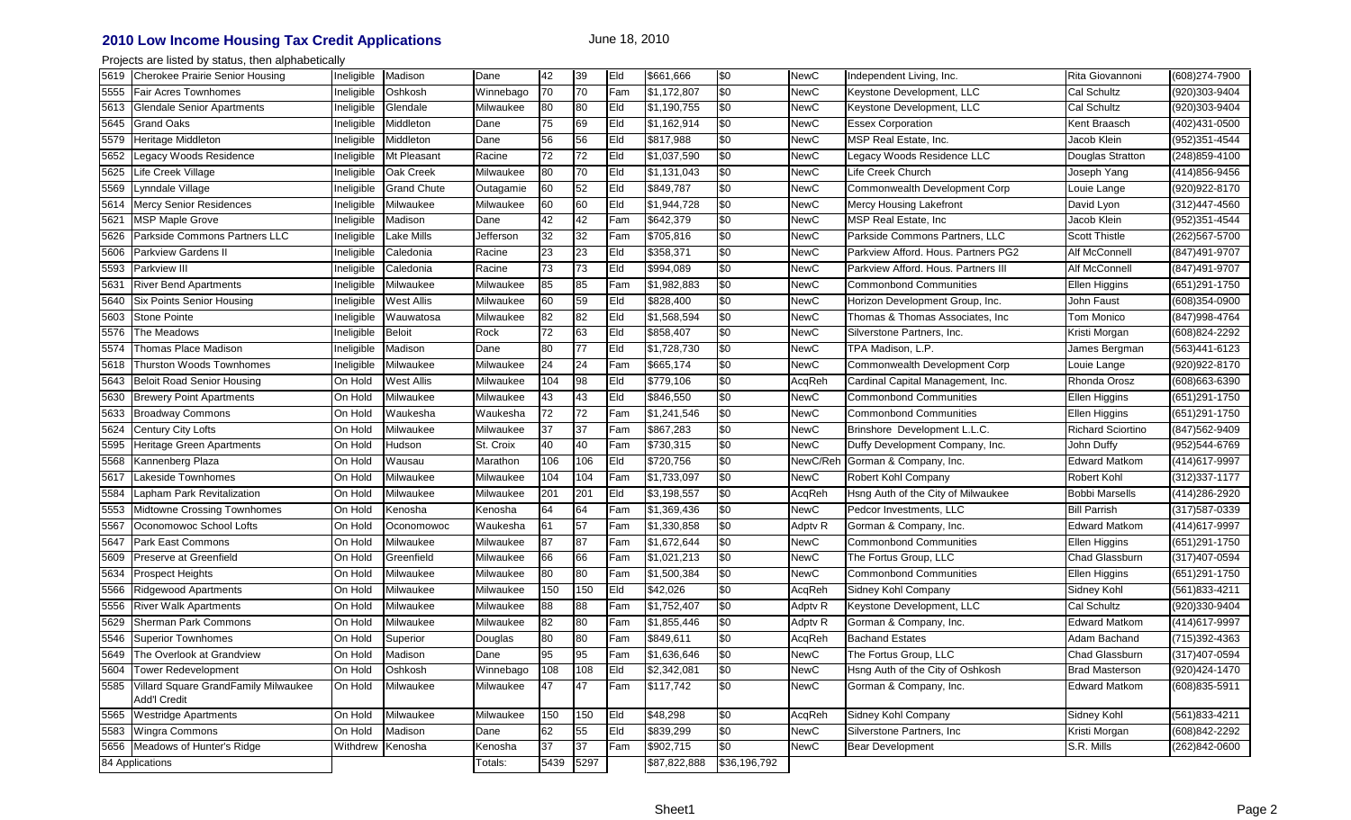## 2010 Low Income Housing Tax Credit Applications

June 18, 2010

Projects are listed by status, then alphabetically

| | | | | | | | | | | | | | | |
|---|---|---|---|---|---|---|---|---|---|---|---|---|---|---|
| 5619 | Cherokee Prairie Senior Housing | Ineligible | Madison | Dane | 42 | 39 | Eld | $661,666 | $0 | NewC | Independent Living, Inc. | Rita Giovannoni | (608)274-7900 |
| 5555 | Fair Acres Townhomes | Ineligible | Oshkosh | Winnebago | 70 | 70 | Fam | $1,172,807 | $0 | NewC | Keystone Development, LLC | Cal Schultz | (920)303-9404 |
| 5613 | Glendale Senior Apartments | Ineligible | Glendale | Milwaukee | 80 | 80 | Eld | $1,190,755 | $0 | NewC | Keystone Development, LLC | Cal Schultz | (920)303-9404 |
| 5645 | Grand Oaks | Ineligible | Middleton | Dane | 75 | 69 | Eld | $1,162,914 | $0 | NewC | Essex Corporation | Kent Braasch | (402)431-0500 |
| 5579 | Heritage Middleton | Ineligible | Middleton | Dane | 56 | 56 | Eld | $817,988 | $0 | NewC | MSP Real Estate, Inc. | Jacob Klein | (952)351-4544 |
| 5652 | Legacy Woods Residence | Ineligible | Mt Pleasant | Racine | 72 | 72 | Eld | $1,037,590 | $0 | NewC | Legacy Woods Residence LLC | Douglas Stratton | (248)859-4100 |
| 5625 | Life Creek Village | Ineligible | Oak Creek | Milwaukee | 80 | 70 | Eld | $1,131,043 | $0 | NewC | Life Creek Church | Joseph Yang | (414)856-9456 |
| 5569 | Lynndale Village | Ineligible | Grand Chute | Outagamie | 60 | 52 | Eld | $849,787 | $0 | NewC | Commonwealth Development Corp | Louie Lange | (920)922-8170 |
| 5614 | Mercy Senior Residences | Ineligible | Milwaukee | Milwaukee | 60 | 60 | Eld | $1,944,728 | $0 | NewC | Mercy Housing Lakefront | David Lyon | (312)447-4560 |
| 5621 | MSP Maple Grove | Ineligible | Madison | Dane | 42 | 42 | Fam | $642,379 | $0 | NewC | MSP Real Estate, Inc. | Jacob Klein | (952)351-4544 |
| 5626 | Parkside Commons Partners LLC | Ineligible | Lake Mills | Jefferson | 32 | 32 | Fam | $705,816 | $0 | NewC | Parkside Commons Partners, LLC | Scott Thistle | (262)567-5700 |
| 5606 | Parkview Gardens II | Ineligible | Caledonia | Racine | 23 | 23 | Eld | $358,371 | $0 | NewC | Parkview Afford. Hous. Partners PG2 | Alf McConnell | (847)491-9707 |
| 5593 | Parkview III | Ineligible | Caledonia | Racine | 73 | 73 | Eld | $994,089 | $0 | NewC | Parkview Afford. Hous. Partners III | Alf McConnell | (847)491-9707 |
| 5631 | River Bend Apartments | Ineligible | Milwaukee | Milwaukee | 85 | 85 | Fam | $1,982,883 | $0 | NewC | Commonbond Communities | Ellen Higgins | (651)291-1750 |
| 5640 | Six Points Senior Housing | Ineligible | West Allis | Milwaukee | 60 | 59 | Eld | $828,400 | $0 | NewC | Horizon Development Group, Inc. | John Faust | (608)354-0900 |
| 5603 | Stone Pointe | Ineligible | Wauwatosa | Milwaukee | 82 | 82 | Eld | $1,568,594 | $0 | NewC | Thomas & Thomas Associates, Inc | Tom Monico | (847)998-4764 |
| 5576 | The Meadows | Ineligible | Beloit | Rock | 72 | 63 | Eld | $858,407 | $0 | NewC | Silverstone Partners, Inc. | Kristi Morgan | (608)824-2292 |
| 5574 | Thomas Place Madison | Ineligible | Madison | Dane | 80 | 77 | Eld | $1,728,730 | $0 | NewC | TPA Madison, L.P. | James Bergman | (563)441-6123 |
| 5618 | Thurston Woods Townhomes | Ineligible | Milwaukee | Milwaukee | 24 | 24 | Fam | $665,174 | $0 | NewC | Commonwealth Development Corp | Louie Lange | (920)922-8170 |
| 5643 | Beloit Road Senior Housing | On Hold | West Allis | Milwaukee | 104 | 98 | Eld | $779,106 | $0 | AcqReh | Cardinal Capital Management, Inc. | Rhonda Orosz | (608)663-6390 |
| 5630 | Brewery Point Apartments | On Hold | Milwaukee | Milwaukee | 43 | 43 | Eld | $846,550 | $0 | NewC | Commonbond Communities | Ellen Higgins | (651)291-1750 |
| 5633 | Broadway Commons | On Hold | Waukesha | Waukesha | 72 | 72 | Fam | $1,241,546 | $0 | NewC | Commonbond Communities | Ellen Higgins | (651)291-1750 |
| 5624 | Century City Lofts | On Hold | Milwaukee | Milwaukee | 37 | 37 | Fam | $867,283 | $0 | NewC | Brinshore Development L.L.C. | Richard Sciortino | (847)562-9409 |
| 5595 | Heritage Green Apartments | On Hold | Hudson | St. Croix | 40 | 40 | Fam | $730,315 | $0 | NewC | Duffy Development Company, Inc. | John Duffy | (952)544-6769 |
| 5568 | Kannenberg Plaza | On Hold | Wausau | Marathon | 106 | 106 | Eld | $720,756 | $0 | NewC/Reh | Gorman & Company, Inc. | Edward Matkom | (414)617-9997 |
| 5617 | Lakeside Townhomes | On Hold | Milwaukee | Milwaukee | 104 | 104 | Fam | $1,733,097 | $0 | NewC | Robert Kohl Company | Robert Kohl | (312)337-1177 |
| 5584 | Lapham Park Revitalization | On Hold | Milwaukee | Milwaukee | 201 | 201 | Eld | $3,198,557 | $0 | AcqReh | Hsng Auth of the City of Milwaukee | Bobbi Marsells | (414)286-2920 |
| 5553 | Midtowne Crossing Townhomes | On Hold | Kenosha | Kenosha | 64 | 64 | Fam | $1,369,436 | $0 | NewC | Pedcor Investments, LLC | Bill Parrish | (317)587-0339 |
| 5567 | Oconomowoc School Lofts | On Hold | Oconomowoc | Waukesha | 61 | 57 | Fam | $1,330,858 | $0 | Adptv R | Gorman & Company, Inc. | Edward Matkom | (414)617-9997 |
| 5647 | Park East Commons | On Hold | Milwaukee | Milwaukee | 87 | 87 | Fam | $1,672,644 | $0 | NewC | Commonbond Communities | Ellen Higgins | (651)291-1750 |
| 5609 | Preserve at Greenfield | On Hold | Greenfield | Milwaukee | 66 | 66 | Fam | $1,021,213 | $0 | NewC | The Fortus Group, LLC | Chad Glassburn | (317)407-0594 |
| 5634 | Prospect Heights | On Hold | Milwaukee | Milwaukee | 80 | 80 | Fam | $1,500,384 | $0 | NewC | Commonbond Communities | Ellen Higgins | (651)291-1750 |
| 5566 | Ridgewood Apartments | On Hold | Milwaukee | Milwaukee | 150 | 150 | Eld | $42,026 | $0 | AcqReh | Sidney Kohl Company | Sidney Kohl | (561)833-4211 |
| 5556 | River Walk Apartments | On Hold | Milwaukee | Milwaukee | 88 | 88 | Fam | $1,752,407 | $0 | Adptv R | Keystone Development, LLC | Cal Schultz | (920)330-9404 |
| 5629 | Sherman Park Commons | On Hold | Milwaukee | Milwaukee | 82 | 80 | Fam | $1,855,446 | $0 | Adptv R | Gorman & Company, Inc. | Edward Matkom | (414)617-9997 |
| 5546 | Superior Townhomes | On Hold | Superior | Douglas | 80 | 80 | Fam | $849,611 | $0 | AcqReh | Bachand Estates | Adam Bachand | (715)392-4363 |
| 5649 | The Overlook at Grandview | On Hold | Madison | Dane | 95 | 95 | Fam | $1,636,646 | $0 | NewC | The Fortus Group, LLC | Chad Glassburn | (317)407-0594 |
| 5604 | Tower Redevelopment | On Hold | Oshkosh | Winnebago | 108 | 108 | Eld | $2,342,081 | $0 | NewC | Hsng Auth of the City of Oshkosh | Brad Masterson | (920)424-1470 |
| 5585 | Villard Square GrandFamily Milwaukee Add'l Credit | On Hold | Milwaukee | Milwaukee | 47 | 47 | Fam | $117,742 | $0 | NewC | Gorman & Company, Inc. | Edward Matkom | (608)835-5911 |
| 5565 | Westridge Apartments | On Hold | Milwaukee | Milwaukee | 150 | 150 | Eld | $48,298 | $0 | AcqReh | Sidney Kohl Company | Sidney Kohl | (561)833-4211 |
| 5583 | Wingra Commons | On Hold | Madison | Dane | 62 | 55 | Eld | $839,299 | $0 | NewC | Silverstone Partners, Inc | Kristi Morgan | (608)842-2292 |
| 5656 | Meadows of Hunter's Ridge | Withdrew | Kenosha | Kenosha | 37 | 37 | Fam | $902,715 | $0 | NewC | Bear Development | S.R. Mills | (262)842-0600 |
| 84 Applications | | | | Totals: | 5439 | 5297 | | $87,822,888 | $36,196,792 | | | | |